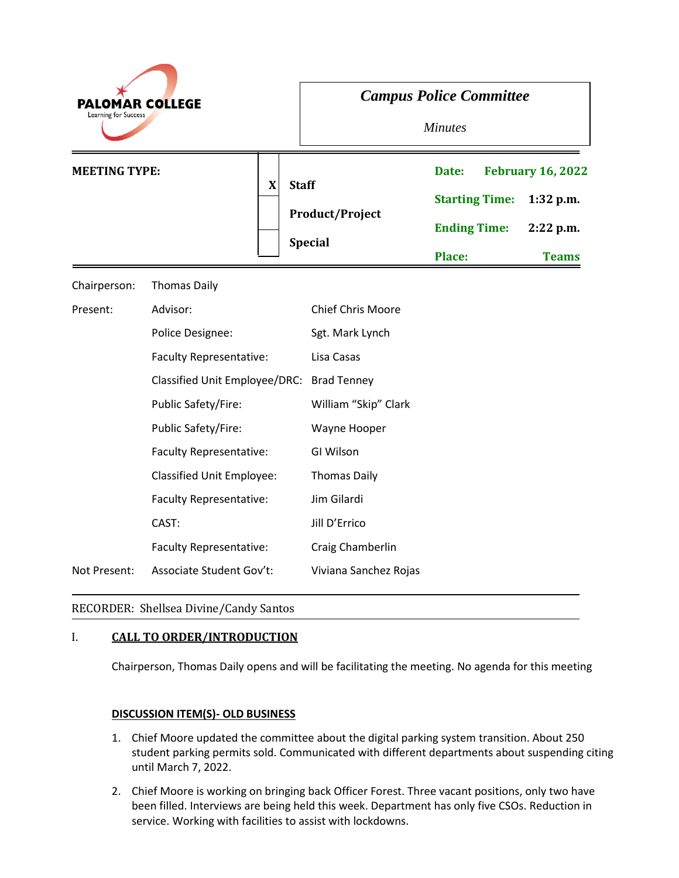PALOMAR COLLEGE
Learning for Success

# *Campus Police Committee*

*Minutes*

| **MEETING TYPE:** | | | | |
|---|---|---|---|---|
| | **X** | **Staff** | **Date:** | **February 16, 2022** |
| | | **Product/Project** | **Starting Time:** | **1:32 p.m.** |
| | | **Special** | **Ending Time:** | **2:22 p.m.** |
| | | | **Place:** | **Teams** |

| | | |
|---|---|---|
| Chairperson: | Thomas Daily | |
| Present: | Advisor: | Chief Chris Moore |
| | Police Designee: | Sgt. Mark Lynch |
| | Faculty Representative: | Lisa Casas |
| | Classified Unit Employee/DRC: | Brad Tenney |
| | Public Safety/Fire: | William "Skip" Clark |
| | Public Safety/Fire: | Wayne Hooper |
| | Faculty Representative: | GI Wilson |
| | Classified Unit Employee: | Thomas Daily |
| | Faculty Representative: | Jim Gilardi |
| | CAST: | Jill D'Errico |
| | Faculty Representative: | Craig Chamberlin |
| Not Present: | Associate Student Gov't: | Viviana Sanchez Rojas |

RECORDER: Shellsea Divine/Candy Santos

## I. CALL TO ORDER/INTRODUCTION

Chairperson, Thomas Daily opens and will be facilitating the meeting. No agenda for this meeting

### DISCUSSION ITEM(S)- OLD BUSINESS

1. Chief Moore updated the committee about the digital parking system transition. About 250 student parking permits sold. Communicated with different departments about suspending citing until March 7, 2022.
2. Chief Moore is working on bringing back Officer Forest. Three vacant positions, only two have been filled. Interviews are being held this week. Department has only five CSOs. Reduction in service. Working with facilities to assist with lockdowns.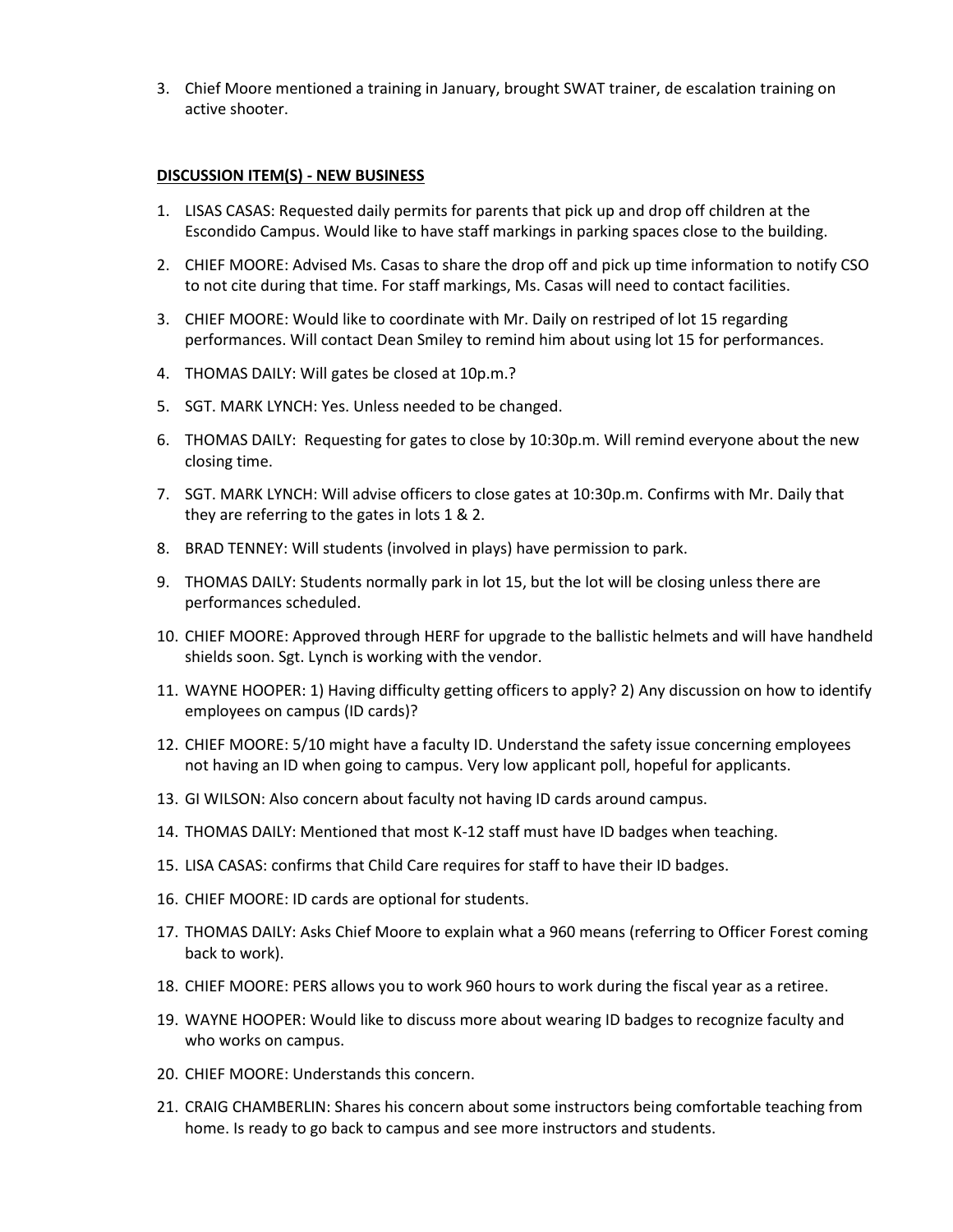3. Chief Moore mentioned a training in January, brought SWAT trainer, de escalation training on active shooter.

**DISCUSSION ITEM(S) - NEW BUSINESS**

1. LISAS CASAS: Requested daily permits for parents that pick up and drop off children at the Escondido Campus. Would like to have staff markings in parking spaces close to the building.
2. CHIEF MOORE: Advised Ms. Casas to share the drop off and pick up time information to notify CSO to not cite during that time. For staff markings, Ms. Casas will need to contact facilities.
3. CHIEF MOORE: Would like to coordinate with Mr. Daily on restriped of lot 15 regarding performances. Will contact Dean Smiley to remind him about using lot 15 for performances.
4. THOMAS DAILY: Will gates be closed at 10p.m.?
5. SGT. MARK LYNCH: Yes. Unless needed to be changed.
6. THOMAS DAILY: Requesting for gates to close by 10:30p.m. Will remind everyone about the new closing time.
7. SGT. MARK LYNCH: Will advise officers to close gates at 10:30p.m. Confirms with Mr. Daily that they are referring to the gates in lots 1 & 2.
8. BRAD TENNEY: Will students (involved in plays) have permission to park.
9. THOMAS DAILY: Students normally park in lot 15, but the lot will be closing unless there are performances scheduled.
10. CHIEF MOORE: Approved through HERF for upgrade to the ballistic helmets and will have handheld shields soon. Sgt. Lynch is working with the vendor.
11. WAYNE HOOPER: 1) Having difficulty getting officers to apply? 2) Any discussion on how to identify employees on campus (ID cards)?
12. CHIEF MOORE: 5/10 might have a faculty ID. Understand the safety issue concerning employees not having an ID when going to campus. Very low applicant poll, hopeful for applicants.
13. GI WILSON: Also concern about faculty not having ID cards around campus.
14. THOMAS DAILY: Mentioned that most K-12 staff must have ID badges when teaching.
15. LISA CASAS: confirms that Child Care requires for staff to have their ID badges.
16. CHIEF MOORE: ID cards are optional for students.
17. THOMAS DAILY: Asks Chief Moore to explain what a 960 means (referring to Officer Forest coming back to work).
18. CHIEF MOORE: PERS allows you to work 960 hours to work during the fiscal year as a retiree.
19. WAYNE HOOPER: Would like to discuss more about wearing ID badges to recognize faculty and who works on campus.
20. CHIEF MOORE: Understands this concern.
21. CRAIG CHAMBERLIN: Shares his concern about some instructors being comfortable teaching from home. Is ready to go back to campus and see more instructors and students.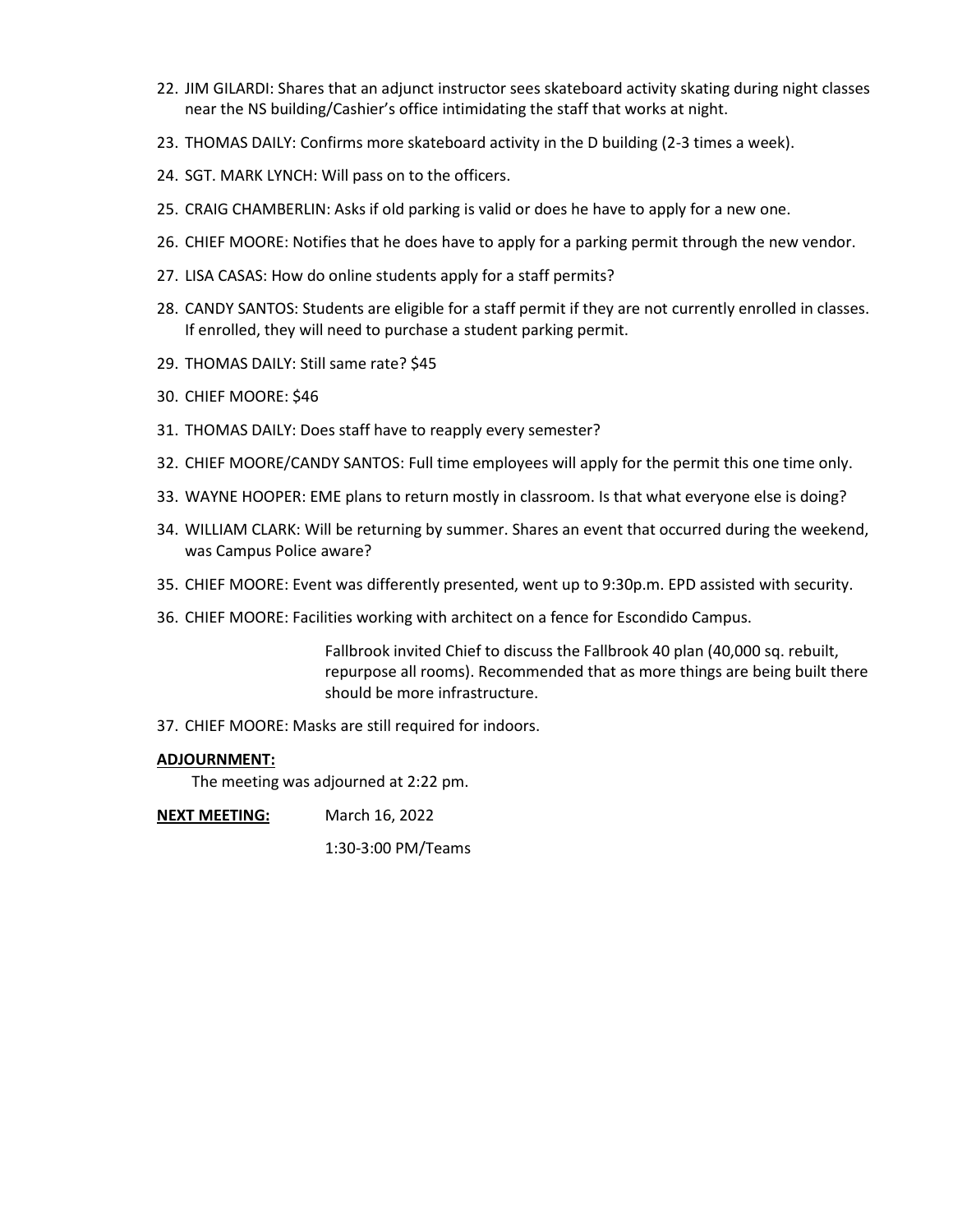22. JIM GILARDI: Shares that an adjunct instructor sees skateboard activity skating during night classes near the NS building/Cashier's office intimidating the staff that works at night.
23. THOMAS DAILY: Confirms more skateboard activity in the D building (2-3 times a week).
24. SGT. MARK LYNCH: Will pass on to the officers.
25. CRAIG CHAMBERLIN: Asks if old parking is valid or does he have to apply for a new one.
26. CHIEF MOORE: Notifies that he does have to apply for a parking permit through the new vendor.
27. LISA CASAS: How do online students apply for a staff permits?
28. CANDY SANTOS: Students are eligible for a staff permit if they are not currently enrolled in classes. If enrolled, they will need to purchase a student parking permit.
29. THOMAS DAILY: Still same rate? $45
30. CHIEF MOORE: $46
31. THOMAS DAILY: Does staff have to reapply every semester?
32. CHIEF MOORE/CANDY SANTOS: Full time employees will apply for the permit this one time only.
33. WAYNE HOOPER: EME plans to return mostly in classroom. Is that what everyone else is doing?
34. WILLIAM CLARK: Will be returning by summer. Shares an event that occurred during the weekend, was Campus Police aware?
35. CHIEF MOORE: Event was differently presented, went up to 9:30p.m. EPD assisted with security.
36. CHIEF MOORE: Facilities working with architect on a fence for Escondido Campus.

    Fallbrook invited Chief to discuss the Fallbrook 40 plan (40,000 sq. rebuilt, repurpose all rooms). Recommended that as more things are being built there should be more infrastructure.

37. CHIEF MOORE: Masks are still required for indoors.

**ADJOURNMENT:**

The meeting was adjourned at 2:22 pm.

**NEXT MEETING:** March 16, 2022

1:30-3:00 PM/Teams